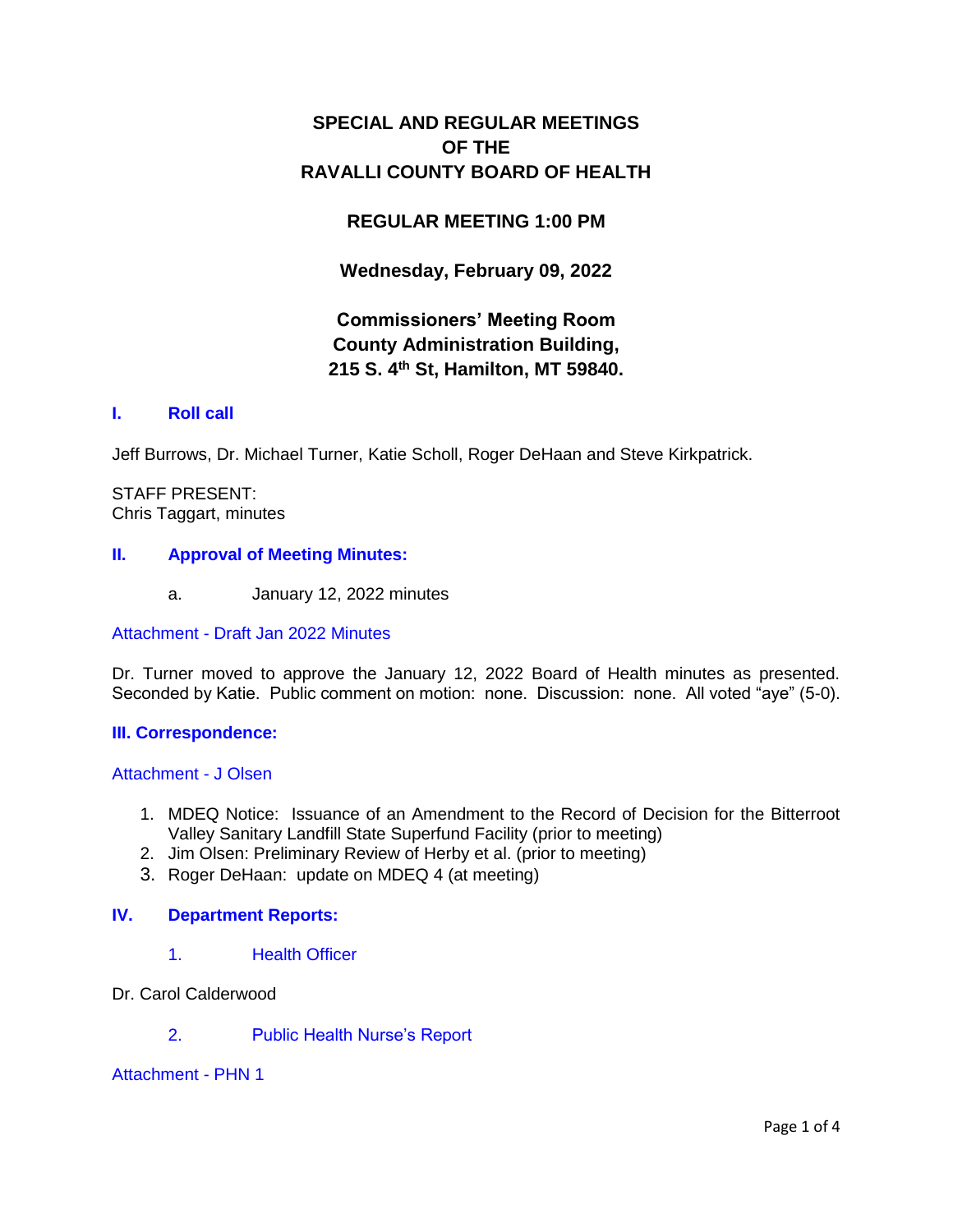# SPECIAL AND REGULAR MEETINGS OF THE RAVALLI COUNTY BOARD OF HEALTH

## REGULAR MEETING 1:00 PM

**Wednesday, February 09, 2022**

**Commissioners' Meeting Room**
**County Administration Building,**
**215 S. 4th St, Hamilton, MT 59840.**

## I. Roll call

Jeff Burrows, Dr. Michael Turner, Katie Scholl, Roger DeHaan and Steve Kirkpatrick.

STAFF PRESENT:
Chris Taggart, minutes

## II. Approval of Meeting Minutes:

a. January 12, 2022 minutes

Attachment - Draft Jan 2022 Minutes

Dr. Turner moved to approve the January 12, 2022 Board of Health minutes as presented. Seconded by Katie. Public comment on motion: none. Discussion: none. All voted "aye" (5-0).

## III. Correspondence:

Attachment - J Olsen

1. MDEQ Notice: Issuance of an Amendment to the Record of Decision for the Bitterroot Valley Sanitary Landfill State Superfund Facility (prior to meeting)
2. Jim Olsen: Preliminary Review of Herby et al. (prior to meeting)
3. Roger DeHaan: update on MDEQ 4 (at meeting)

## IV. Department Reports:

1. Health Officer

Dr. Carol Calderwood

2. Public Health Nurse's Report

Attachment - PHN 1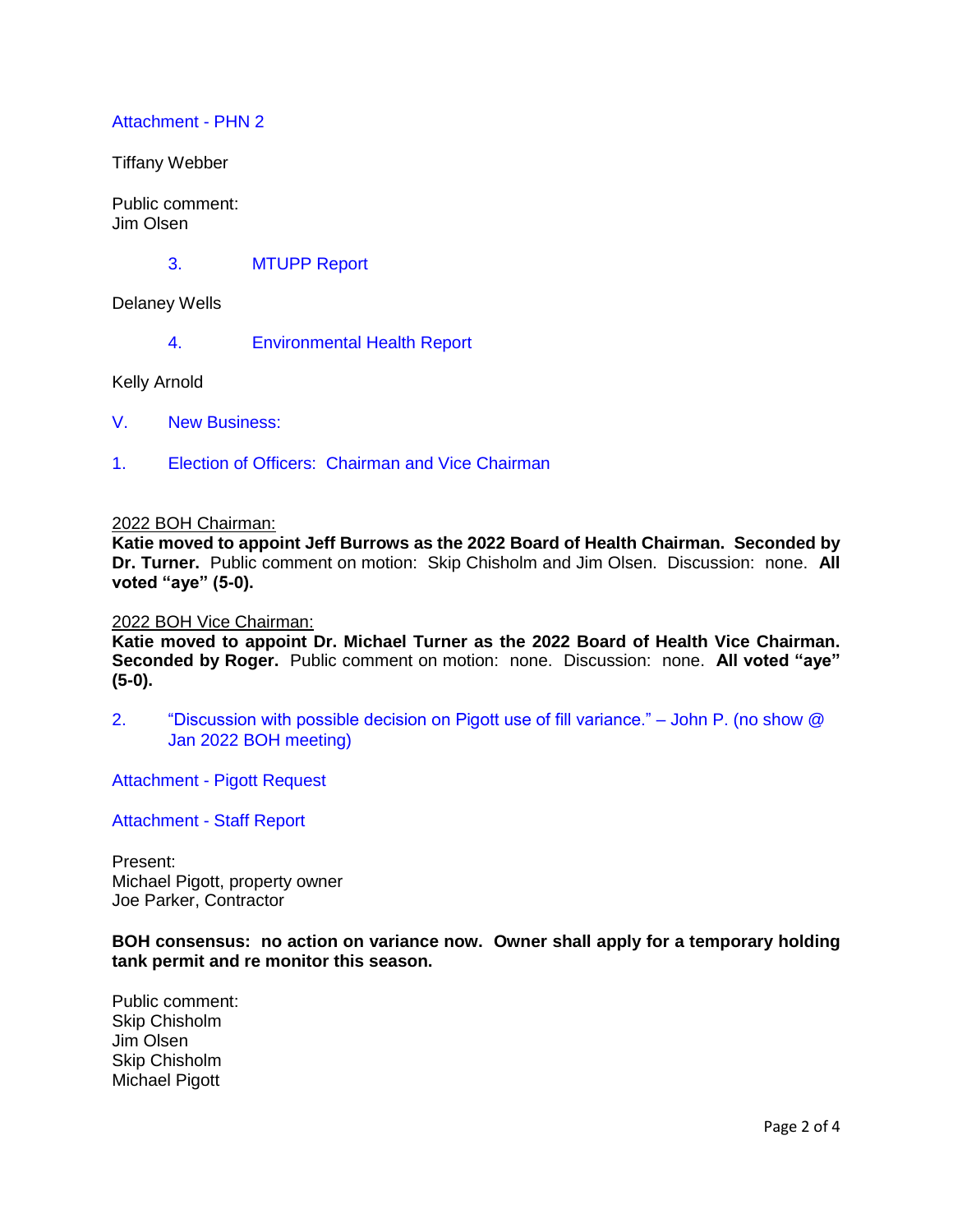Attachment - PHN 2

Tiffany Webber

Public comment:
Jim Olsen

3. MTUPP Report

Delaney Wells

4. Environmental Health Report

Kelly Arnold

V. New Business:

1. Election of Officers: Chairman and Vice Chairman

2022 BOH Chairman:
**Katie moved to appoint Jeff Burrows as the 2022 Board of Health Chairman. Seconded by Dr. Turner.** Public comment on motion: Skip Chisholm and Jim Olsen. Discussion: none. **All voted "aye" (5-0).**

2022 BOH Vice Chairman:
**Katie moved to appoint Dr. Michael Turner as the 2022 Board of Health Vice Chairman. Seconded by Roger.** Public comment on motion: none. Discussion: none. **All voted "aye" (5-0).**

2. "Discussion with possible decision on Pigott use of fill variance." – John P. (no show @ Jan 2022 BOH meeting)

Attachment - Pigott Request

Attachment - Staff Report

Present:
Michael Pigott, property owner
Joe Parker, Contractor

**BOH consensus: no action on variance now. Owner shall apply for a temporary holding tank permit and re monitor this season.**

Public comment:
Skip Chisholm
Jim Olsen
Skip Chisholm
Michael Pigott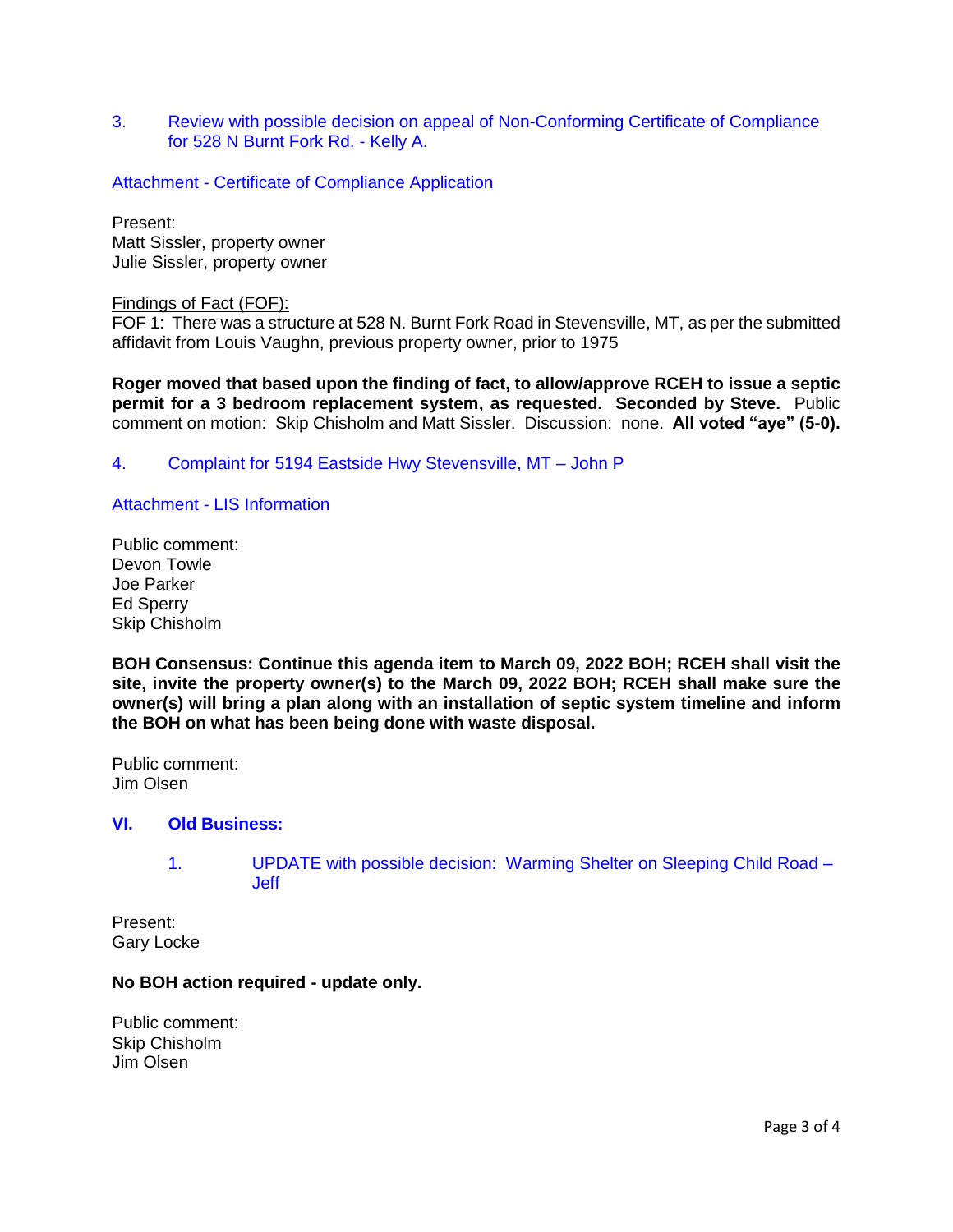3. Review with possible decision on appeal of Non-Conforming Certificate of Compliance for 528 N Burnt Fork Rd. - Kelly A.

Attachment - Certificate of Compliance Application

Present:
Matt Sissler, property owner
Julie Sissler, property owner

Findings of Fact (FOF):
FOF 1: There was a structure at 528 N. Burnt Fork Road in Stevensville, MT, as per the submitted affidavit from Louis Vaughn, previous property owner, prior to 1975

**Roger moved that based upon the finding of fact, to allow/approve RCEH to issue a septic permit for a 3 bedroom replacement system, as requested. Seconded by Steve.** Public comment on motion: Skip Chisholm and Matt Sissler. Discussion: none. **All voted "aye" (5-0).**

4. Complaint for 5194 Eastside Hwy Stevensville, MT – John P

Attachment - LIS Information

Public comment:
Devon Towle
Joe Parker
Ed Sperry
Skip Chisholm

**BOH Consensus: Continue this agenda item to March 09, 2022 BOH; RCEH shall visit the site, invite the property owner(s) to the March 09, 2022 BOH; RCEH shall make sure the owner(s) will bring a plan along with an installation of septic system timeline and inform the BOH on what has been being done with waste disposal.**

Public comment:
Jim Olsen

## VI. Old Business:

1. UPDATE with possible decision: Warming Shelter on Sleeping Child Road – Jeff

Present:
Gary Locke

**No BOH action required - update only.**

Public comment:
Skip Chisholm
Jim Olsen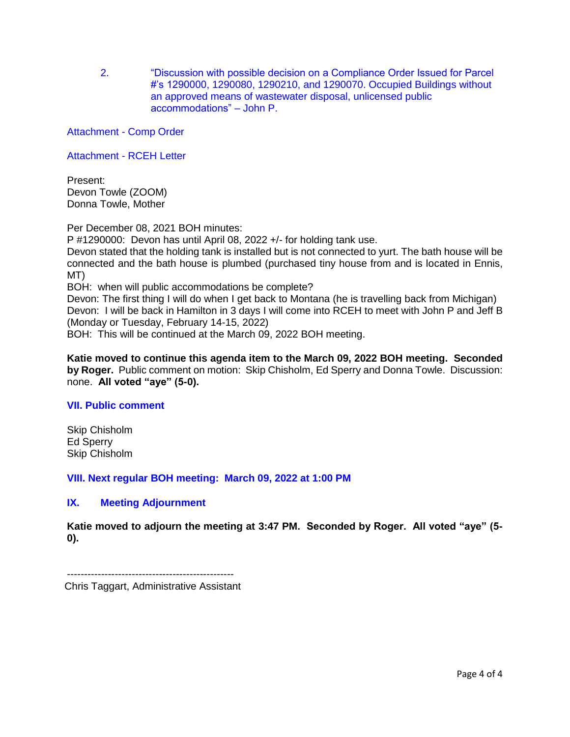2. "Discussion with possible decision on a Compliance Order Issued for Parcel #'s 1290000, 1290080, 1290210, and 1290070. Occupied Buildings without an approved means of wastewater disposal, unlicensed public accommodations" – John P.

Attachment - Comp Order

Attachment - RCEH Letter

Present:
Devon Towle (ZOOM)
Donna Towle, Mother

Per December 08, 2021 BOH minutes:
P #1290000: Devon has until April 08, 2022 +/- for holding tank use.
Devon stated that the holding tank is installed but is not connected to yurt. The bath house will be connected and the bath house is plumbed (purchased tiny house from and is located in Ennis, MT)
BOH: when will public accommodations be complete?
Devon: The first thing I will do when I get back to Montana (he is travelling back from Michigan)
Devon: I will be back in Hamilton in 3 days I will come into RCEH to meet with John P and Jeff B (Monday or Tuesday, February 14-15, 2022)
BOH: This will be continued at the March 09, 2022 BOH meeting.

**Katie moved to continue this agenda item to the March 09, 2022 BOH meeting. Seconded by Roger.** Public comment on motion: Skip Chisholm, Ed Sperry and Donna Towle. Discussion: none. **All voted "aye" (5-0).**

## VII. Public comment

Skip Chisholm
Ed Sperry
Skip Chisholm

## VIII. Next regular BOH meeting: March 09, 2022 at 1:00 PM

## IX. Meeting Adjournment

**Katie moved to adjourn the meeting at 3:47 PM. Seconded by Roger. All voted "aye" (5-0).**

-------------------------------------------------
Chris Taggart, Administrative Assistant